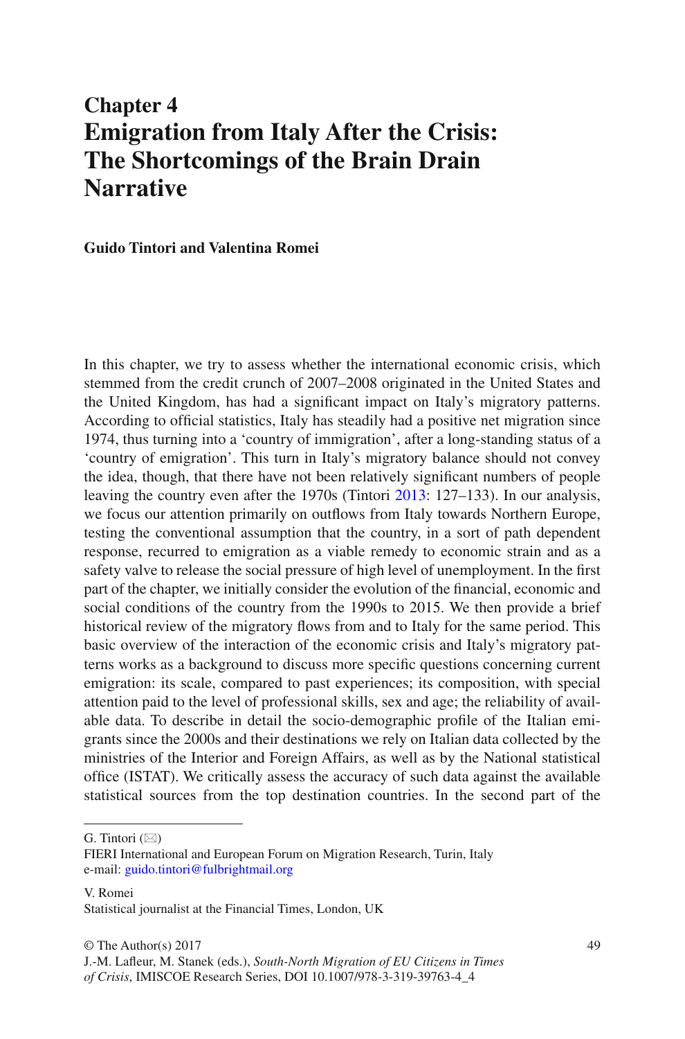# Chapter 4
# Emigration from Italy After the Crisis: The Shortcomings of the Brain Drain Narrative

**Guido Tintori and Valentina Romei**

In this chapter, we try to assess whether the international economic crisis, which stemmed from the credit crunch of 2007–2008 originated in the United States and the United Kingdom, has had a significant impact on Italy's migratory patterns. According to official statistics, Italy has steadily had a positive net migration since 1974, thus turning into a 'country of immigration', after a long-standing status of a 'country of emigration'. This turn in Italy's migratory balance should not convey the idea, though, that there have not been relatively significant numbers of people leaving the country even after the 1970s (Tintori 2013: 127–133). In our analysis, we focus our attention primarily on outflows from Italy towards Northern Europe, testing the conventional assumption that the country, in a sort of path dependent response, recurred to emigration as a viable remedy to economic strain and as a safety valve to release the social pressure of high level of unemployment. In the first part of the chapter, we initially consider the evolution of the financial, economic and social conditions of the country from the 1990s to 2015. We then provide a brief historical review of the migratory flows from and to Italy for the same period. This basic overview of the interaction of the economic crisis and Italy's migratory patterns works as a background to discuss more specific questions concerning current emigration: its scale, compared to past experiences; its composition, with special attention paid to the level of professional skills, sex and age; the reliability of available data. To describe in detail the socio-demographic profile of the Italian emigrants since the 2000s and their destinations we rely on Italian data collected by the ministries of the Interior and Foreign Affairs, as well as by the National statistical office (ISTAT). We critically assess the accuracy of such data against the available statistical sources from the top destination countries. In the second part of the

---

G. Tintori (✉)
FIERI International and European Forum on Migration Research, Turin, Italy
e-mail: guido.tintori@fulbrightmail.org

V. Romei
Statistical journalist at the Financial Times, London, UK

© The Author(s) 2017
J.-M. Lafleur, M. Stanek (eds.), *South-North Migration of EU Citizens in Times of Crisis*, IMISCOE Research Series, DOI 10.1007/978-3-319-39763-4_4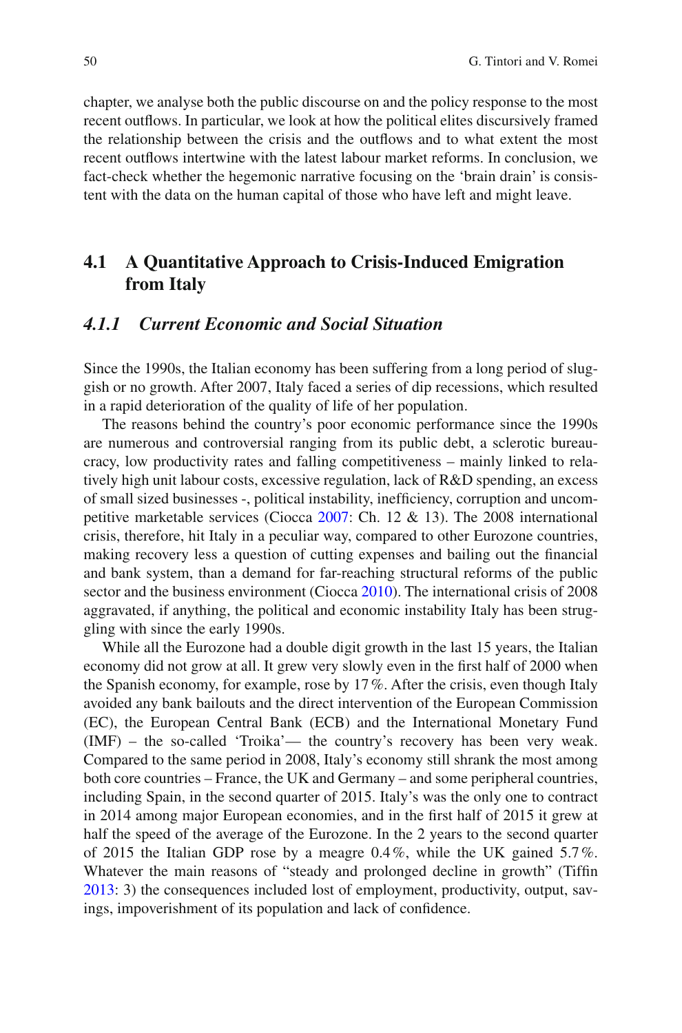chapter, we analyse both the public discourse on and the policy response to the most recent outflows. In particular, we look at how the political elites discursively framed the relationship between the crisis and the outflows and to what extent the most recent outflows intertwine with the latest labour market reforms. In conclusion, we fact-check whether the hegemonic narrative focusing on the 'brain drain' is consistent with the data on the human capital of those who have left and might leave.

## 4.1 A Quantitative Approach to Crisis-Induced Emigration from Italy

### *4.1.1 Current Economic and Social Situation*

Since the 1990s, the Italian economy has been suffering from a long period of sluggish or no growth. After 2007, Italy faced a series of dip recessions, which resulted in a rapid deterioration of the quality of life of her population.

The reasons behind the country's poor economic performance since the 1990s are numerous and controversial ranging from its public debt, a sclerotic bureaucracy, low productivity rates and falling competitiveness – mainly linked to relatively high unit labour costs, excessive regulation, lack of R&D spending, an excess of small sized businesses -, political instability, inefficiency, corruption and uncompetitive marketable services (Ciocca 2007: Ch. 12 & 13). The 2008 international crisis, therefore, hit Italy in a peculiar way, compared to other Eurozone countries, making recovery less a question of cutting expenses and bailing out the financial and bank system, than a demand for far-reaching structural reforms of the public sector and the business environment (Ciocca 2010). The international crisis of 2008 aggravated, if anything, the political and economic instability Italy has been struggling with since the early 1990s.

While all the Eurozone had a double digit growth in the last 15 years, the Italian economy did not grow at all. It grew very slowly even in the first half of 2000 when the Spanish economy, for example, rose by 17 %. After the crisis, even though Italy avoided any bank bailouts and the direct intervention of the European Commission (EC), the European Central Bank (ECB) and the International Monetary Fund (IMF) – the so-called 'Troika'— the country's recovery has been very weak. Compared to the same period in 2008, Italy's economy still shrank the most among both core countries – France, the UK and Germany – and some peripheral countries, including Spain, in the second quarter of 2015. Italy's was the only one to contract in 2014 among major European economies, and in the first half of 2015 it grew at half the speed of the average of the Eurozone. In the 2 years to the second quarter of 2015 the Italian GDP rose by a meagre 0.4 %, while the UK gained 5.7 %. Whatever the main reasons of "steady and prolonged decline in growth" (Tiffin 2013: 3) the consequences included lost of employment, productivity, output, savings, impoverishment of its population and lack of confidence.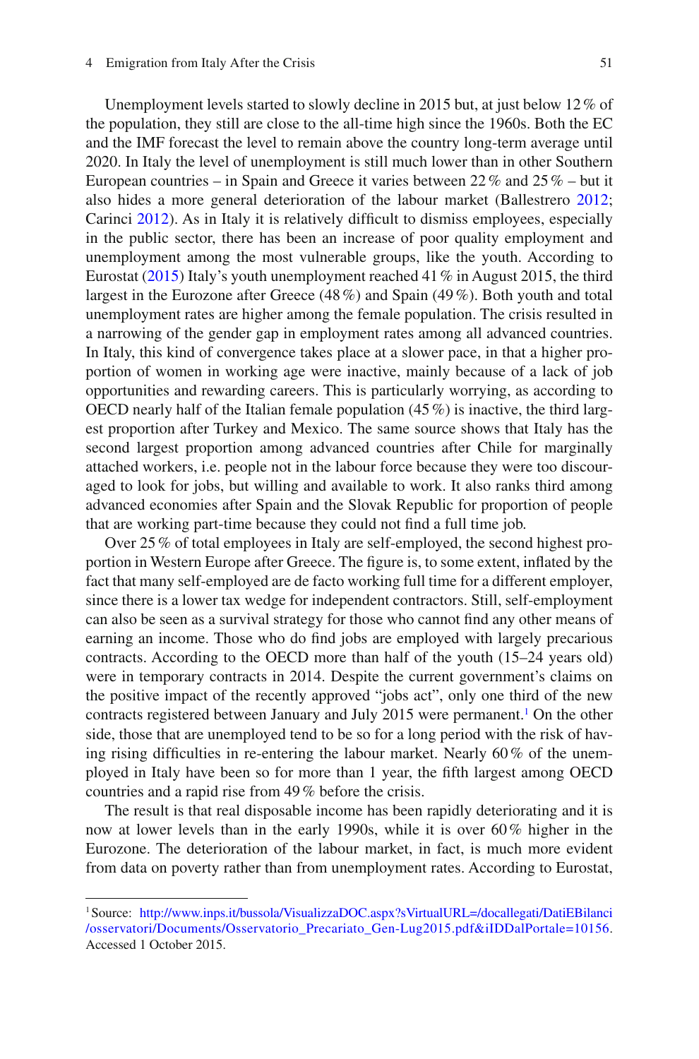Unemployment levels started to slowly decline in 2015 but, at just below 12 % of the population, they still are close to the all-time high since the 1960s. Both the EC and the IMF forecast the level to remain above the country long-term average until 2020. In Italy the level of unemployment is still much lower than in other Southern European countries – in Spain and Greece it varies between 22 % and 25 % – but it also hides a more general deterioration of the labour market (Ballestrero 2012; Carinci 2012). As in Italy it is relatively difficult to dismiss employees, especially in the public sector, there has been an increase of poor quality employment and unemployment among the most vulnerable groups, like the youth. According to Eurostat (2015) Italy's youth unemployment reached 41 % in August 2015, the third largest in the Eurozone after Greece (48 %) and Spain (49 %). Both youth and total unemployment rates are higher among the female population. The crisis resulted in a narrowing of the gender gap in employment rates among all advanced countries. In Italy, this kind of convergence takes place at a slower pace, in that a higher proportion of women in working age were inactive, mainly because of a lack of job opportunities and rewarding careers. This is particularly worrying, as according to OECD nearly half of the Italian female population (45 %) is inactive, the third largest proportion after Turkey and Mexico. The same source shows that Italy has the second largest proportion among advanced countries after Chile for marginally attached workers, i.e. people not in the labour force because they were too discouraged to look for jobs, but willing and available to work. It also ranks third among advanced economies after Spain and the Slovak Republic for proportion of people that are working part-time because they could not find a full time job.

Over 25 % of total employees in Italy are self-employed, the second highest proportion in Western Europe after Greece. The figure is, to some extent, inflated by the fact that many self-employed are de facto working full time for a different employer, since there is a lower tax wedge for independent contractors. Still, self-employment can also be seen as a survival strategy for those who cannot find any other means of earning an income. Those who do find jobs are employed with largely precarious contracts. According to the OECD more than half of the youth (15–24 years old) were in temporary contracts in 2014. Despite the current government's claims on the positive impact of the recently approved "jobs act", only one third of the new contracts registered between January and July 2015 were permanent.[1] On the other side, those that are unemployed tend to be so for a long period with the risk of having rising difficulties in re-entering the labour market. Nearly 60 % of the unemployed in Italy have been so for more than 1 year, the fifth largest among OECD countries and a rapid rise from 49 % before the crisis.

The result is that real disposable income has been rapidly deteriorating and it is now at lower levels than in the early 1990s, while it is over 60 % higher in the Eurozone. The deterioration of the labour market, in fact, is much more evident from data on poverty rather than from unemployment rates. According to Eurostat,

[1] Source: http://www.inps.it/bussola/VisualizzaDOC.aspx?sVirtualURL=/docallegati/DatiEBilanci/osservatori/Documents/Osservatorio_Precariato_Gen-Lug2015.pdf&iIDDalPortale=10156. Accessed 1 October 2015.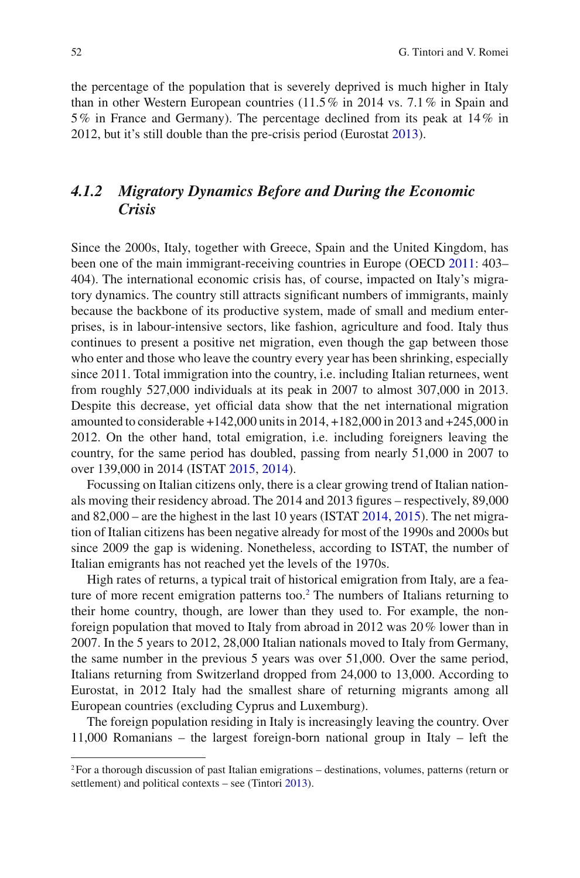the percentage of the population that is severely deprived is much higher in Italy than in other Western European countries (11.5 % in 2014 vs. 7.1 % in Spain and 5 % in France and Germany). The percentage declined from its peak at 14 % in 2012, but it's still double than the pre-crisis period (Eurostat 2013).

### *4.1.2 Migratory Dynamics Before and During the Economic Crisis*

Since the 2000s, Italy, together with Greece, Spain and the United Kingdom, has been one of the main immigrant-receiving countries in Europe (OECD 2011: 403–404). The international economic crisis has, of course, impacted on Italy's migratory dynamics. The country still attracts significant numbers of immigrants, mainly because the backbone of its productive system, made of small and medium enterprises, is in labour-intensive sectors, like fashion, agriculture and food. Italy thus continues to present a positive net migration, even though the gap between those who enter and those who leave the country every year has been shrinking, especially since 2011. Total immigration into the country, i.e. including Italian returnees, went from roughly 527,000 individuals at its peak in 2007 to almost 307,000 in 2013. Despite this decrease, yet official data show that the net international migration amounted to considerable +142,000 units in 2014, +182,000 in 2013 and +245,000 in 2012. On the other hand, total emigration, i.e. including foreigners leaving the country, for the same period has doubled, passing from nearly 51,000 in 2007 to over 139,000 in 2014 (ISTAT 2015, 2014).

Focussing on Italian citizens only, there is a clear growing trend of Italian nationals moving their residency abroad. The 2014 and 2013 figures – respectively, 89,000 and 82,000 – are the highest in the last 10 years (ISTAT 2014, 2015). The net migration of Italian citizens has been negative already for most of the 1990s and 2000s but since 2009 the gap is widening. Nonetheless, according to ISTAT, the number of Italian emigrants has not reached yet the levels of the 1970s.

High rates of returns, a typical trait of historical emigration from Italy, are a feature of more recent emigration patterns too.[2] The numbers of Italians returning to their home country, though, are lower than they used to. For example, the non-foreign population that moved to Italy from abroad in 2012 was 20 % lower than in 2007. In the 5 years to 2012, 28,000 Italian nationals moved to Italy from Germany, the same number in the previous 5 years was over 51,000. Over the same period, Italians returning from Switzerland dropped from 24,000 to 13,000. According to Eurostat, in 2012 Italy had the smallest share of returning migrants among all European countries (excluding Cyprus and Luxemburg).

The foreign population residing in Italy is increasingly leaving the country. Over 11,000 Romanians – the largest foreign-born national group in Italy – left the

[2] For a thorough discussion of past Italian emigrations – destinations, volumes, patterns (return or settlement) and political contexts – see (Tintori 2013).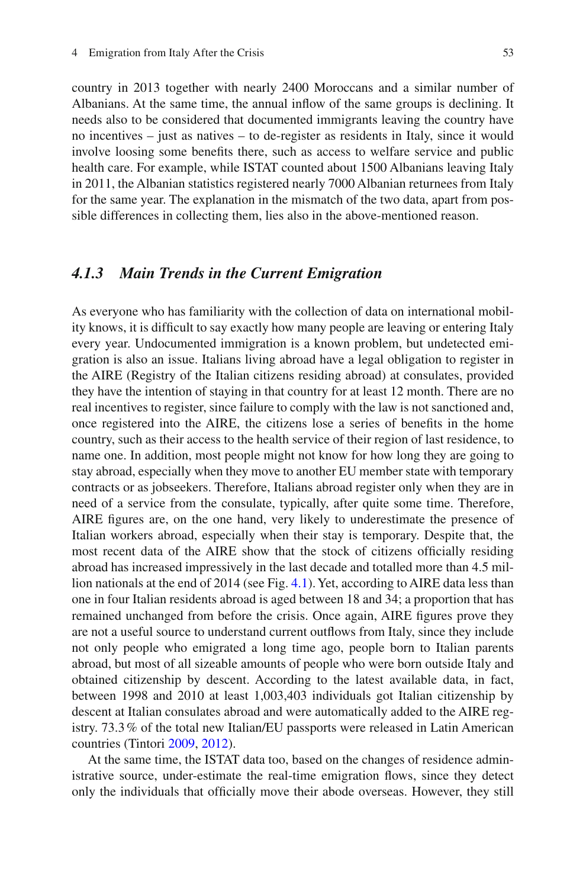country in 2013 together with nearly 2400 Moroccans and a similar number of Albanians. At the same time, the annual inflow of the same groups is declining. It needs also to be considered that documented immigrants leaving the country have no incentives – just as natives – to de-register as residents in Italy, since it would involve loosing some benefits there, such as access to welfare service and public health care. For example, while ISTAT counted about 1500 Albanians leaving Italy in 2011, the Albanian statistics registered nearly 7000 Albanian returnees from Italy for the same year. The explanation in the mismatch of the two data, apart from possible differences in collecting them, lies also in the above-mentioned reason.

### *4.1.3 Main Trends in the Current Emigration*

As everyone who has familiarity with the collection of data on international mobility knows, it is difficult to say exactly how many people are leaving or entering Italy every year. Undocumented immigration is a known problem, but undetected emigration is also an issue. Italians living abroad have a legal obligation to register in the AIRE (Registry of the Italian citizens residing abroad) at consulates, provided they have the intention of staying in that country for at least 12 month. There are no real incentives to register, since failure to comply with the law is not sanctioned and, once registered into the AIRE, the citizens lose a series of benefits in the home country, such as their access to the health service of their region of last residence, to name one. In addition, most people might not know for how long they are going to stay abroad, especially when they move to another EU member state with temporary contracts or as jobseekers. Therefore, Italians abroad register only when they are in need of a service from the consulate, typically, after quite some time. Therefore, AIRE figures are, on the one hand, very likely to underestimate the presence of Italian workers abroad, especially when their stay is temporary. Despite that, the most recent data of the AIRE show that the stock of citizens officially residing abroad has increased impressively in the last decade and totalled more than 4.5 million nationals at the end of 2014 (see Fig. 4.1). Yet, according to AIRE data less than one in four Italian residents abroad is aged between 18 and 34; a proportion that has remained unchanged from before the crisis. Once again, AIRE figures prove they are not a useful source to understand current outflows from Italy, since they include not only people who emigrated a long time ago, people born to Italian parents abroad, but most of all sizeable amounts of people who were born outside Italy and obtained citizenship by descent. According to the latest available data, in fact, between 1998 and 2010 at least 1,003,403 individuals got Italian citizenship by descent at Italian consulates abroad and were automatically added to the AIRE registry. 73.3 % of the total new Italian/EU passports were released in Latin American countries (Tintori 2009, 2012).

At the same time, the ISTAT data too, based on the changes of residence administrative source, under-estimate the real-time emigration flows, since they detect only the individuals that officially move their abode overseas. However, they still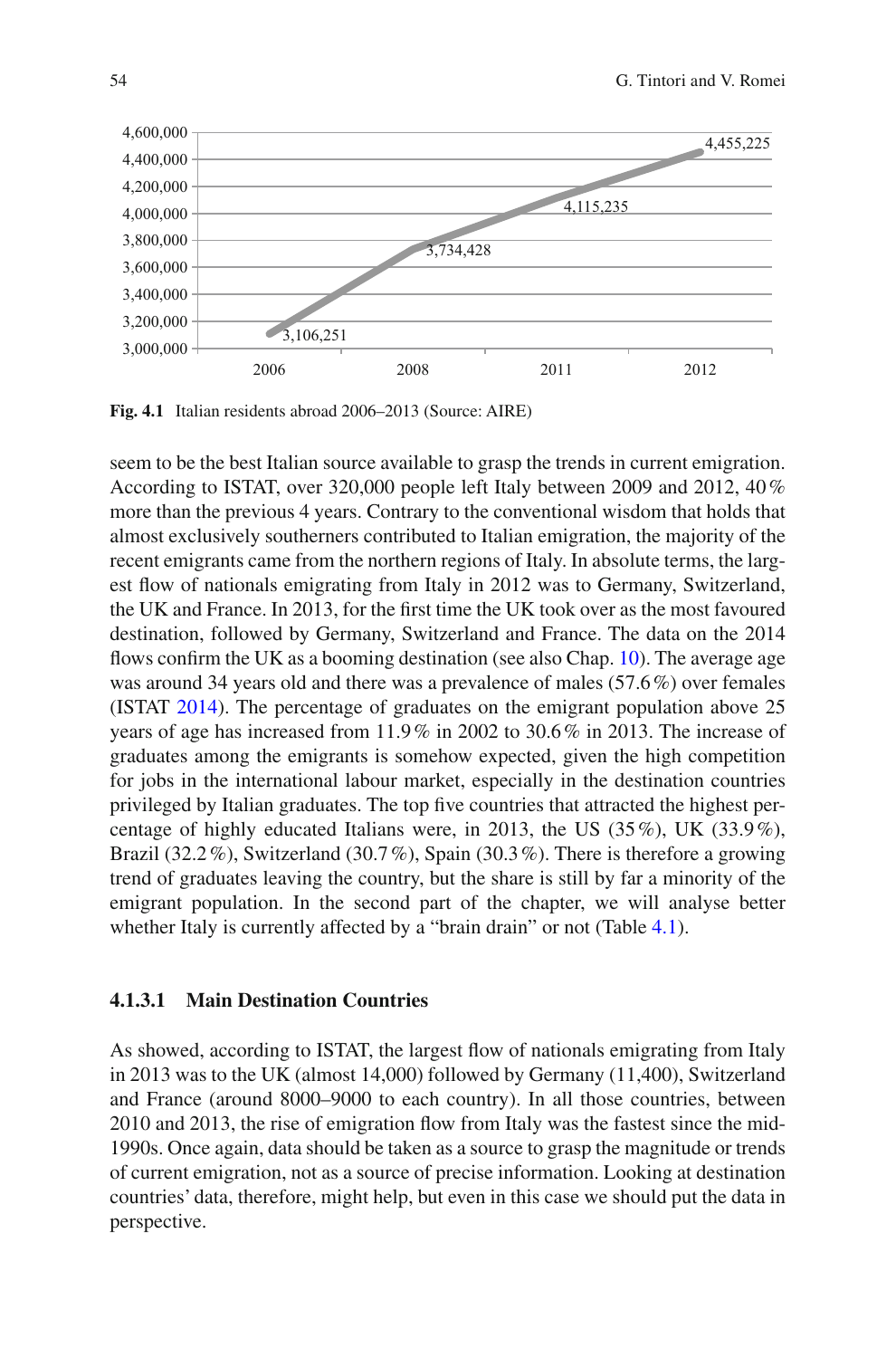Fig. 4.1 Italian residents abroad 2006–2013 (Source: AIRE)

seem to be the best Italian source available to grasp the trends in current emigration. According to ISTAT, over 320,000 people left Italy between 2009 and 2012, 40 % more than the previous 4 years. Contrary to the conventional wisdom that holds that almost exclusively southerners contributed to Italian emigration, the majority of the recent emigrants came from the northern regions of Italy. In absolute terms, the largest flow of nationals emigrating from Italy in 2012 was to Germany, Switzerland, the UK and France. In 2013, for the first time the UK took over as the most favoured destination, followed by Germany, Switzerland and France. The data on the 2014 flows confirm the UK as a booming destination (see also Chap. 10). The average age was around 34 years old and there was a prevalence of males (57.6 %) over females (ISTAT 2014). The percentage of graduates on the emigrant population above 25 years of age has increased from 11.9 % in 2002 to 30.6 % in 2013. The increase of graduates among the emigrants is somehow expected, given the high competition for jobs in the international labour market, especially in the destination countries privileged by Italian graduates. The top five countries that attracted the highest percentage of highly educated Italians were, in 2013, the US (35 %), UK (33.9 %), Brazil (32.2 %), Switzerland (30.7 %), Spain (30.3 %). There is therefore a growing trend of graduates leaving the country, but the share is still by far a minority of the emigrant population. In the second part of the chapter, we will analyse better whether Italy is currently affected by a "brain drain" or not (Table 4.1).

#### 4.1.3.1 Main Destination Countries

As showed, according to ISTAT, the largest flow of nationals emigrating from Italy in 2013 was to the UK (almost 14,000) followed by Germany (11,400), Switzerland and France (around 8000–9000 to each country). In all those countries, between 2010 and 2013, the rise of emigration flow from Italy was the fastest since the mid-1990s. Once again, data should be taken as a source to grasp the magnitude or trends of current emigration, not as a source of precise information. Looking at destination countries' data, therefore, might help, but even in this case we should put the data in perspective.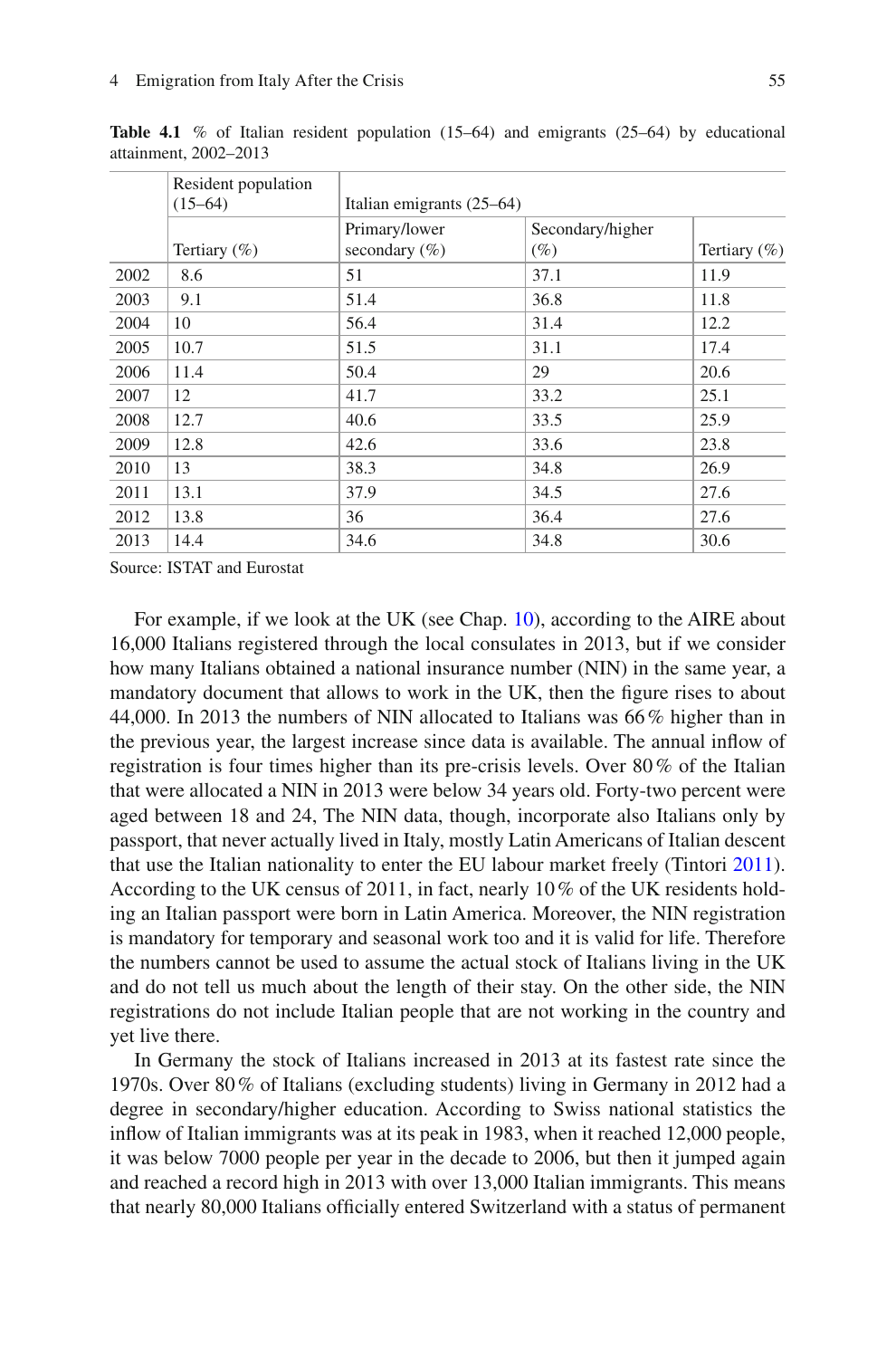**Table 4.1** % of Italian resident population (15–64) and emigrants (25–64) by educational attainment, 2002–2013

| | Resident population (15–64) | Italian emigrants (25–64) | | |
|---|---|---|---|---|
| | Tertiary (%) | Primary/lower secondary (%) | Secondary/higher (%) | Tertiary (%) |
| 2002 | 8.6 | 51 | 37.1 | 11.9 |
| 2003 | 9.1 | 51.4 | 36.8 | 11.8 |
| 2004 | 10 | 56.4 | 31.4 | 12.2 |
| 2005 | 10.7 | 51.5 | 31.1 | 17.4 |
| 2006 | 11.4 | 50.4 | 29 | 20.6 |
| 2007 | 12 | 41.7 | 33.2 | 25.1 |
| 2008 | 12.7 | 40.6 | 33.5 | 25.9 |
| 2009 | 12.8 | 42.6 | 33.6 | 23.8 |
| 2010 | 13 | 38.3 | 34.8 | 26.9 |
| 2011 | 13.1 | 37.9 | 34.5 | 27.6 |
| 2012 | 13.8 | 36 | 36.4 | 27.6 |
| 2013 | 14.4 | 34.6 | 34.8 | 30.6 |

Source: ISTAT and Eurostat

For example, if we look at the UK (see Chap. 10), according to the AIRE about 16,000 Italians registered through the local consulates in 2013, but if we consider how many Italians obtained a national insurance number (NIN) in the same year, a mandatory document that allows to work in the UK, then the figure rises to about 44,000. In 2013 the numbers of NIN allocated to Italians was 66 % higher than in the previous year, the largest increase since data is available. The annual inflow of registration is four times higher than its pre-crisis levels. Over 80 % of the Italian that were allocated a NIN in 2013 were below 34 years old. Forty-two percent were aged between 18 and 24, The NIN data, though, incorporate also Italians only by passport, that never actually lived in Italy, mostly Latin Americans of Italian descent that use the Italian nationality to enter the EU labour market freely (Tintori 2011). According to the UK census of 2011, in fact, nearly 10 % of the UK residents holding an Italian passport were born in Latin America. Moreover, the NIN registration is mandatory for temporary and seasonal work too and it is valid for life. Therefore the numbers cannot be used to assume the actual stock of Italians living in the UK and do not tell us much about the length of their stay. On the other side, the NIN registrations do not include Italian people that are not working in the country and yet live there.

In Germany the stock of Italians increased in 2013 at its fastest rate since the 1970s. Over 80 % of Italians (excluding students) living in Germany in 2012 had a degree in secondary/higher education. According to Swiss national statistics the inflow of Italian immigrants was at its peak in 1983, when it reached 12,000 people, it was below 7000 people per year in the decade to 2006, but then it jumped again and reached a record high in 2013 with over 13,000 Italian immigrants. This means that nearly 80,000 Italians officially entered Switzerland with a status of permanent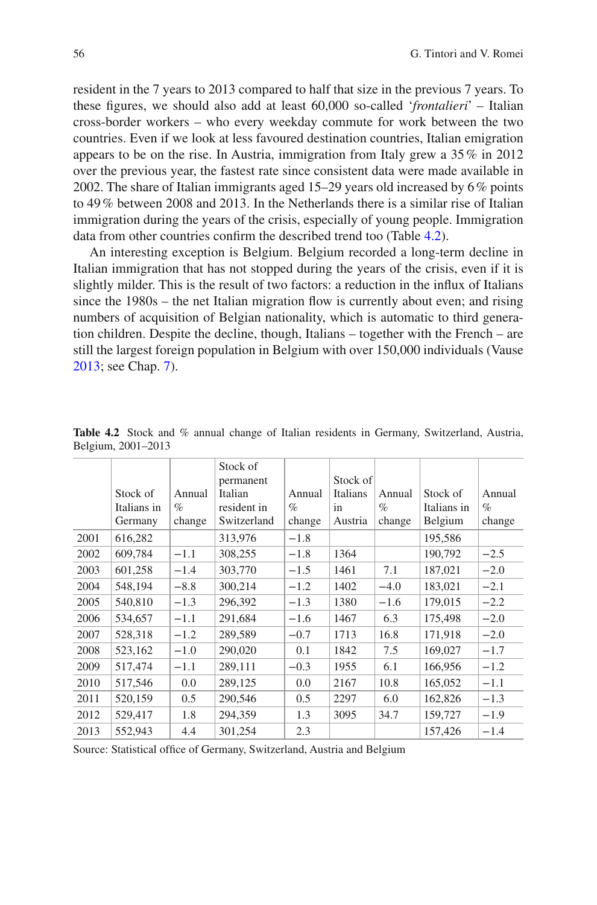resident in the 7 years to 2013 compared to half that size in the previous 7 years. To these figures, we should also add at least 60,000 so-called '*frontalieri*' – Italian cross-border workers – who every weekday commute for work between the two countries. Even if we look at less favoured destination countries, Italian emigration appears to be on the rise. In Austria, immigration from Italy grew a 35 % in 2012 over the previous year, the fastest rate since consistent data were made available in 2002. The share of Italian immigrants aged 15–29 years old increased by 6 % points to 49 % between 2008 and 2013. In the Netherlands there is a similar rise of Italian immigration during the years of the crisis, especially of young people. Immigration data from other countries confirm the described trend too (Table 4.2).

An interesting exception is Belgium. Belgium recorded a long-term decline in Italian immigration that has not stopped during the years of the crisis, even if it is slightly milder. This is the result of two factors: a reduction in the influx of Italians since the 1980s – the net Italian migration flow is currently about even; and rising numbers of acquisition of Belgian nationality, which is automatic to third generation children. Despite the decline, though, Italians – together with the French – are still the largest foreign population in Belgium with over 150,000 individuals (Vause 2013; see Chap. 7).

**Table 4.2** Stock and % annual change of Italian residents in Germany, Switzerland, Austria, Belgium, 2001–2013

| | Stock of Italians in Germany | Annual % change | Stock of permanent Italian resident in Switzerland | Annual % change | Stock of Italians in Austria | Annual % change | Stock of Italians in Belgium | Annual % change |
|---|---|---|---|---|---|---|---|---|
| 2001 | 616,282 | | 313,976 | −1.8 | | | 195,586 | |
| 2002 | 609,784 | −1.1 | 308,255 | −1.8 | 1364 | | 190,792 | −2.5 |
| 2003 | 601,258 | −1.4 | 303,770 | −1.5 | 1461 | 7.1 | 187,021 | −2.0 |
| 2004 | 548,194 | −8.8 | 300,214 | −1.2 | 1402 | −4.0 | 183,021 | −2.1 |
| 2005 | 540,810 | −1.3 | 296,392 | −1.3 | 1380 | −1.6 | 179,015 | −2.2 |
| 2006 | 534,657 | −1.1 | 291,684 | −1.6 | 1467 | 6.3 | 175,498 | −2.0 |
| 2007 | 528,318 | −1.2 | 289,589 | −0.7 | 1713 | 16.8 | 171,918 | −2.0 |
| 2008 | 523,162 | −1.0 | 290,020 | 0.1 | 1842 | 7.5 | 169,027 | −1.7 |
| 2009 | 517,474 | −1.1 | 289,111 | −0.3 | 1955 | 6.1 | 166,956 | −1.2 |
| 2010 | 517,546 | 0.0 | 289,125 | 0.0 | 2167 | 10.8 | 165,052 | −1.1 |
| 2011 | 520,159 | 0.5 | 290,546 | 0.5 | 2297 | 6.0 | 162,826 | −1.3 |
| 2012 | 529,417 | 1.8 | 294,359 | 1.3 | 3095 | 34.7 | 159,727 | −1.9 |
| 2013 | 552,943 | 4.4 | 301,254 | 2.3 | | | 157,426 | −1.4 |

Source: Statistical office of Germany, Switzerland, Austria and Belgium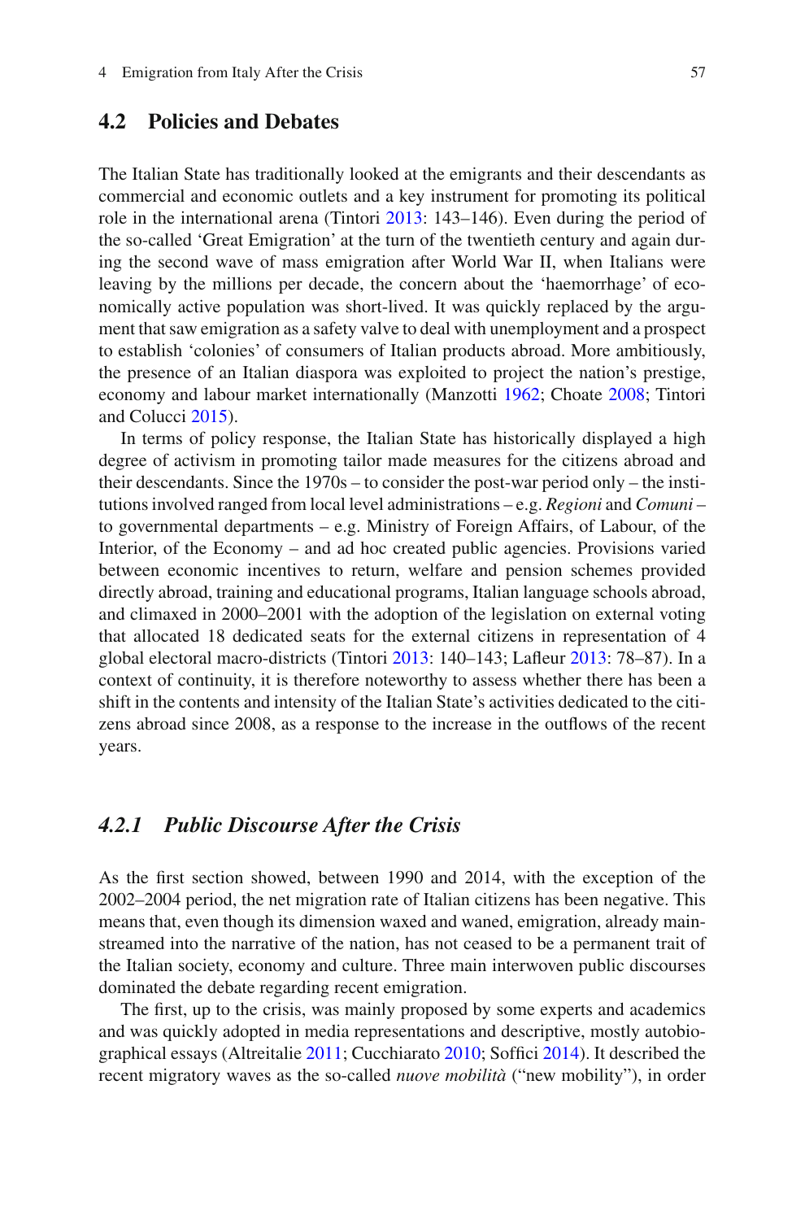## 4.2 Policies and Debates

The Italian State has traditionally looked at the emigrants and their descendants as commercial and economic outlets and a key instrument for promoting its political role in the international arena (Tintori 2013: 143–146). Even during the period of the so-called 'Great Emigration' at the turn of the twentieth century and again during the second wave of mass emigration after World War II, when Italians were leaving by the millions per decade, the concern about the 'haemorrhage' of economically active population was short-lived. It was quickly replaced by the argument that saw emigration as a safety valve to deal with unemployment and a prospect to establish 'colonies' of consumers of Italian products abroad. More ambitiously, the presence of an Italian diaspora was exploited to project the nation's prestige, economy and labour market internationally (Manzotti 1962; Choate 2008; Tintori and Colucci 2015).

In terms of policy response, the Italian State has historically displayed a high degree of activism in promoting tailor made measures for the citizens abroad and their descendants. Since the 1970s – to consider the post-war period only – the institutions involved ranged from local level administrations – e.g. *Regioni* and *Comuni* – to governmental departments – e.g. Ministry of Foreign Affairs, of Labour, of the Interior, of the Economy – and ad hoc created public agencies. Provisions varied between economic incentives to return, welfare and pension schemes provided directly abroad, training and educational programs, Italian language schools abroad, and climaxed in 2000–2001 with the adoption of the legislation on external voting that allocated 18 dedicated seats for the external citizens in representation of 4 global electoral macro-districts (Tintori 2013: 140–143; Lafleur 2013: 78–87). In a context of continuity, it is therefore noteworthy to assess whether there has been a shift in the contents and intensity of the Italian State's activities dedicated to the citizens abroad since 2008, as a response to the increase in the outflows of the recent years.

### *4.2.1 Public Discourse After the Crisis*

As the first section showed, between 1990 and 2014, with the exception of the 2002–2004 period, the net migration rate of Italian citizens has been negative. This means that, even though its dimension waxed and waned, emigration, already mainstreamed into the narrative of the nation, has not ceased to be a permanent trait of the Italian society, economy and culture. Three main interwoven public discourses dominated the debate regarding recent emigration.

The first, up to the crisis, was mainly proposed by some experts and academics and was quickly adopted in media representations and descriptive, mostly autobiographical essays (Altreitalie 2011; Cucchiarato 2010; Soffici 2014). It described the recent migratory waves as the so-called *nuove mobilità* ("new mobility"), in order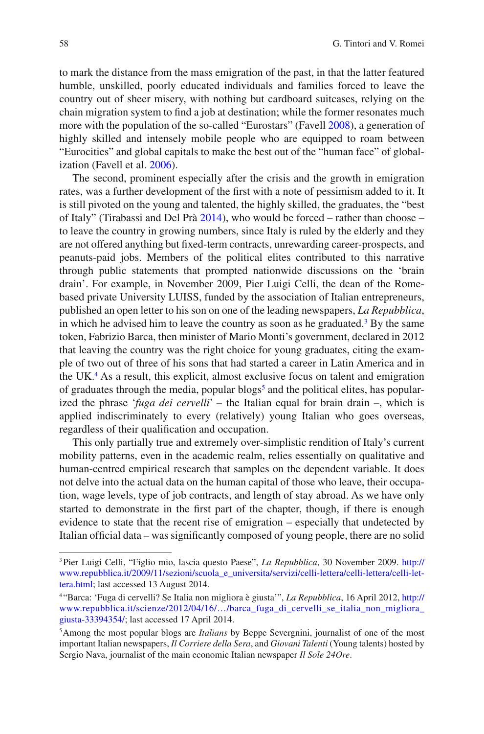to mark the distance from the mass emigration of the past, in that the latter featured humble, unskilled, poorly educated individuals and families forced to leave the country out of sheer misery, with nothing but cardboard suitcases, relying on the chain migration system to find a job at destination; while the former resonates much more with the population of the so-called "Eurostars" (Favell 2008), a generation of highly skilled and intensely mobile people who are equipped to roam between "Eurocities" and global capitals to make the best out of the "human face" of globalization (Favell et al. 2006).

The second, prominent especially after the crisis and the growth in emigration rates, was a further development of the first with a note of pessimism added to it. It is still pivoted on the young and talented, the highly skilled, the graduates, the "best of Italy" (Tirabassi and Del Prà 2014), who would be forced – rather than choose – to leave the country in growing numbers, since Italy is ruled by the elderly and they are not offered anything but fixed-term contracts, unrewarding career-prospects, and peanuts-paid jobs. Members of the political elites contributed to this narrative through public statements that prompted nationwide discussions on the 'brain drain'. For example, in November 2009, Pier Luigi Celli, the dean of the Rome-based private University LUISS, funded by the association of Italian entrepreneurs, published an open letter to his son on one of the leading newspapers, *La Repubblica*, in which he advised him to leave the country as soon as he graduated.[3] By the same token, Fabrizio Barca, then minister of Mario Monti's government, declared in 2012 that leaving the country was the right choice for young graduates, citing the example of two out of three of his sons that had started a career in Latin America and in the UK.[4] As a result, this explicit, almost exclusive focus on talent and emigration of graduates through the media, popular blogs[5] and the political elites, has popularized the phrase '*fuga dei cervelli*' – the Italian equal for brain drain –, which is applied indiscriminately to every (relatively) young Italian who goes overseas, regardless of their qualification and occupation.

This only partially true and extremely over-simplistic rendition of Italy's current mobility patterns, even in the academic realm, relies essentially on qualitative and human-centred empirical research that samples on the dependent variable. It does not delve into the actual data on the human capital of those who leave, their occupation, wage levels, type of job contracts, and length of stay abroad. As we have only started to demonstrate in the first part of the chapter, though, if there is enough evidence to state that the recent rise of emigration – especially that undetected by Italian official data – was significantly composed of young people, there are no solid

---

[3] Pier Luigi Celli, "Figlio mio, lascia questo Paese", *La Repubblica*, 30 November 2009. http://www.repubblica.it/2009/11/sezioni/scuola_e_universita/servizi/celli-lettera/celli-lettera/celli-lettera.html; last accessed 13 August 2014.

[4] "Barca: 'Fuga di cervelli? Se Italia non migliora è giusta'", *La Repubblica*, 16 April 2012, http://www.repubblica.it/scienze/2012/04/16/…/barca_fuga_di_cervelli_se_italia_non_migliora_giusta-33394354/; last accessed 17 April 2014.

[5] Among the most popular blogs are *Italians* by Beppe Severgnini, journalist of one of the most important Italian newspapers, *Il Corriere della Sera*, and *Giovani Talenti* (Young talents) hosted by Sergio Nava, journalist of the main economic Italian newspaper *Il Sole 24Ore*.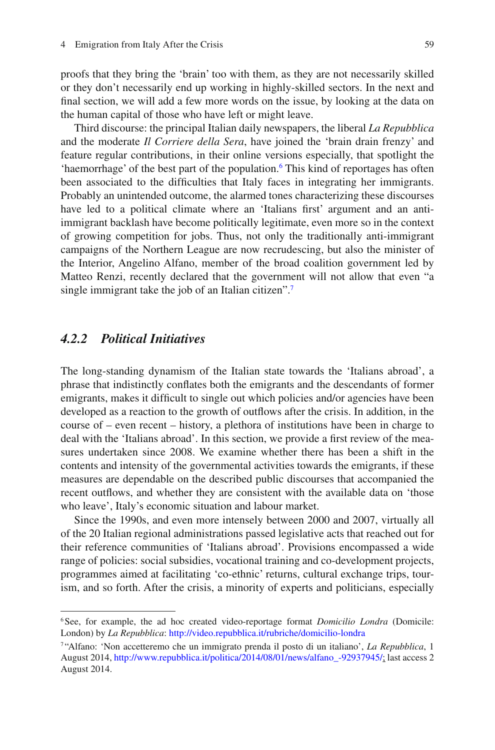proofs that they bring the 'brain' too with them, as they are not necessarily skilled or they don't necessarily end up working in highly-skilled sectors. In the next and final section, we will add a few more words on the issue, by looking at the data on the human capital of those who have left or might leave.

Third discourse: the principal Italian daily newspapers, the liberal *La Repubblica* and the moderate *Il Corriere della Sera*, have joined the 'brain drain frenzy' and feature regular contributions, in their online versions especially, that spotlight the 'haemorrhage' of the best part of the population.[6] This kind of reportages has often been associated to the difficulties that Italy faces in integrating her immigrants. Probably an unintended outcome, the alarmed tones characterizing these discourses have led to a political climate where an 'Italians first' argument and an anti-immigrant backlash have become politically legitimate, even more so in the context of growing competition for jobs. Thus, not only the traditionally anti-immigrant campaigns of the Northern League are now recrudescing, but also the minister of the Interior, Angelino Alfano, member of the broad coalition government led by Matteo Renzi, recently declared that the government will not allow that even "a single immigrant take the job of an Italian citizen".[7]

### *4.2.2 Political Initiatives*

The long-standing dynamism of the Italian state towards the 'Italians abroad', a phrase that indistinctly conflates both the emigrants and the descendants of former emigrants, makes it difficult to single out which policies and/or agencies have been developed as a reaction to the growth of outflows after the crisis. In addition, in the course of – even recent – history, a plethora of institutions have been in charge to deal with the 'Italians abroad'. In this section, we provide a first review of the measures undertaken since 2008. We examine whether there has been a shift in the contents and intensity of the governmental activities towards the emigrants, if these measures are dependable on the described public discourses that accompanied the recent outflows, and whether they are consistent with the available data on 'those who leave', Italy's economic situation and labour market.

Since the 1990s, and even more intensely between 2000 and 2007, virtually all of the 20 Italian regional administrations passed legislative acts that reached out for their reference communities of 'Italians abroad'. Provisions encompassed a wide range of policies: social subsidies, vocational training and co-development projects, programmes aimed at facilitating 'co-ethnic' returns, cultural exchange trips, tourism, and so forth. After the crisis, a minority of experts and politicians, especially

---

[6] See, for example, the ad hoc created video-reportage format *Domicilio Londra* (Domicile: London) by *La Repubblica*: http://video.repubblica.it/rubriche/domicilio-londra

[7] "Alfano: 'Non accetteremo che un immigrato prenda il posto di un italiano', *La Repubblica*, 1 August 2014, http://www.repubblica.it/politica/2014/08/01/news/alfano_-92937945/; last access 2 August 2014.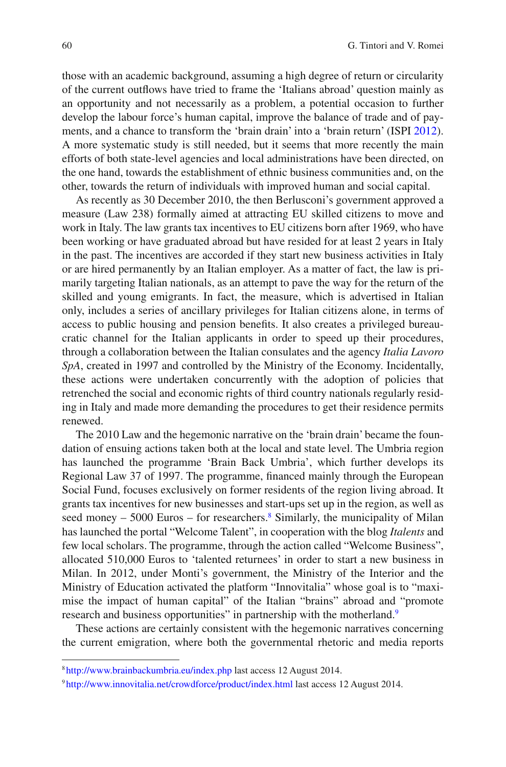those with an academic background, assuming a high degree of return or circularity of the current outflows have tried to frame the 'Italians abroad' question mainly as an opportunity and not necessarily as a problem, a potential occasion to further develop the labour force's human capital, improve the balance of trade and of payments, and a chance to transform the 'brain drain' into a 'brain return' (ISPI 2012). A more systematic study is still needed, but it seems that more recently the main efforts of both state-level agencies and local administrations have been directed, on the one hand, towards the establishment of ethnic business communities and, on the other, towards the return of individuals with improved human and social capital.

As recently as 30 December 2010, the then Berlusconi's government approved a measure (Law 238) formally aimed at attracting EU skilled citizens to move and work in Italy. The law grants tax incentives to EU citizens born after 1969, who have been working or have graduated abroad but have resided for at least 2 years in Italy in the past. The incentives are accorded if they start new business activities in Italy or are hired permanently by an Italian employer. As a matter of fact, the law is primarily targeting Italian nationals, as an attempt to pave the way for the return of the skilled and young emigrants. In fact, the measure, which is advertised in Italian only, includes a series of ancillary privileges for Italian citizens alone, in terms of access to public housing and pension benefits. It also creates a privileged bureaucratic channel for the Italian applicants in order to speed up their procedures, through a collaboration between the Italian consulates and the agency *Italia Lavoro SpA*, created in 1997 and controlled by the Ministry of the Economy. Incidentally, these actions were undertaken concurrently with the adoption of policies that retrenched the social and economic rights of third country nationals regularly residing in Italy and made more demanding the procedures to get their residence permits renewed.

The 2010 Law and the hegemonic narrative on the 'brain drain' became the foundation of ensuing actions taken both at the local and state level. The Umbria region has launched the programme 'Brain Back Umbria', which further develops its Regional Law 37 of 1997. The programme, financed mainly through the European Social Fund, focuses exclusively on former residents of the region living abroad. It grants tax incentives for new businesses and start-ups set up in the region, as well as seed money – 5000 Euros – for researchers.[8] Similarly, the municipality of Milan has launched the portal "Welcome Talent", in cooperation with the blog *Italents* and few local scholars. The programme, through the action called "Welcome Business", allocated 510,000 Euros to 'talented returnees' in order to start a new business in Milan. In 2012, under Monti's government, the Ministry of the Interior and the Ministry of Education activated the platform "Innovitalia" whose goal is to "maximise the impact of human capital" of the Italian "brains" abroad and "promote research and business opportunities" in partnership with the motherland.[9]

These actions are certainly consistent with the hegemonic narratives concerning the current emigration, where both the governmental rhetoric and media reports

[8] http://www.brainbackumbria.eu/index.php last access 12 August 2014.

[9] http://www.innovitalia.net/crowdforce/product/index.html last access 12 August 2014.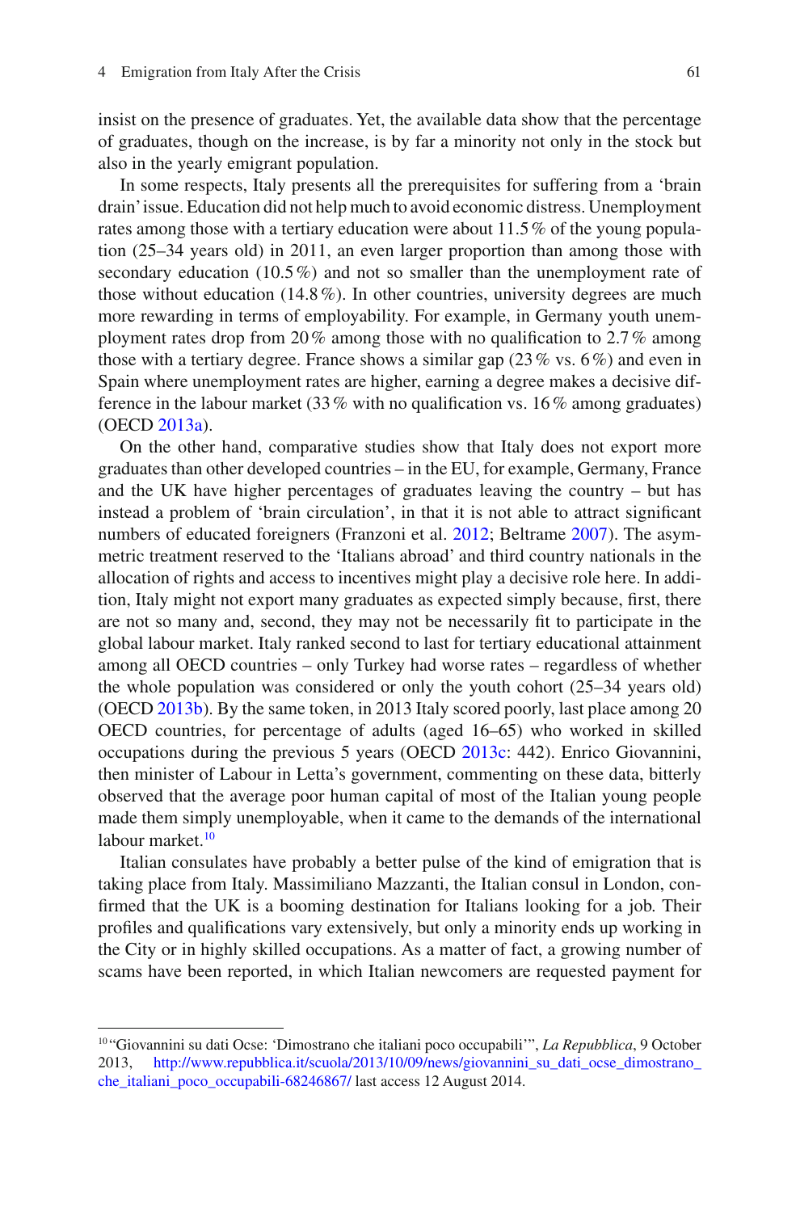insist on the presence of graduates. Yet, the available data show that the percentage of graduates, though on the increase, is by far a minority not only in the stock but also in the yearly emigrant population.

In some respects, Italy presents all the prerequisites for suffering from a 'brain drain' issue. Education did not help much to avoid economic distress. Unemployment rates among those with a tertiary education were about 11.5 % of the young population (25–34 years old) in 2011, an even larger proportion than among those with secondary education (10.5 %) and not so smaller than the unemployment rate of those without education (14.8 %). In other countries, university degrees are much more rewarding in terms of employability. For example, in Germany youth unemployment rates drop from 20 % among those with no qualification to 2.7 % among those with a tertiary degree. France shows a similar gap (23 % vs. 6 %) and even in Spain where unemployment rates are higher, earning a degree makes a decisive difference in the labour market (33 % with no qualification vs. 16 % among graduates) (OECD 2013a).

On the other hand, comparative studies show that Italy does not export more graduates than other developed countries – in the EU, for example, Germany, France and the UK have higher percentages of graduates leaving the country – but has instead a problem of 'brain circulation', in that it is not able to attract significant numbers of educated foreigners (Franzoni et al. 2012; Beltrame 2007). The asymmetric treatment reserved to the 'Italians abroad' and third country nationals in the allocation of rights and access to incentives might play a decisive role here. In addition, Italy might not export many graduates as expected simply because, first, there are not so many and, second, they may not be necessarily fit to participate in the global labour market. Italy ranked second to last for tertiary educational attainment among all OECD countries – only Turkey had worse rates – regardless of whether the whole population was considered or only the youth cohort (25–34 years old) (OECD 2013b). By the same token, in 2013 Italy scored poorly, last place among 20 OECD countries, for percentage of adults (aged 16–65) who worked in skilled occupations during the previous 5 years (OECD 2013c: 442). Enrico Giovannini, then minister of Labour in Letta's government, commenting on these data, bitterly observed that the average poor human capital of most of the Italian young people made them simply unemployable, when it came to the demands of the international labour market.[10]

Italian consulates have probably a better pulse of the kind of emigration that is taking place from Italy. Massimiliano Mazzanti, the Italian consul in London, confirmed that the UK is a booming destination for Italians looking for a job. Their profiles and qualifications vary extensively, but only a minority ends up working in the City or in highly skilled occupations. As a matter of fact, a growing number of scams have been reported, in which Italian newcomers are requested payment for

---

[10] "Giovannini su dati Ocse: 'Dimostrano che italiani poco occupabili'", *La Repubblica*, 9 October 2013, http://www.repubblica.it/scuola/2013/10/09/news/giovannini_su_dati_ocse_dimostrano_che_italiani_poco_occupabili-68246867/ last access 12 August 2014.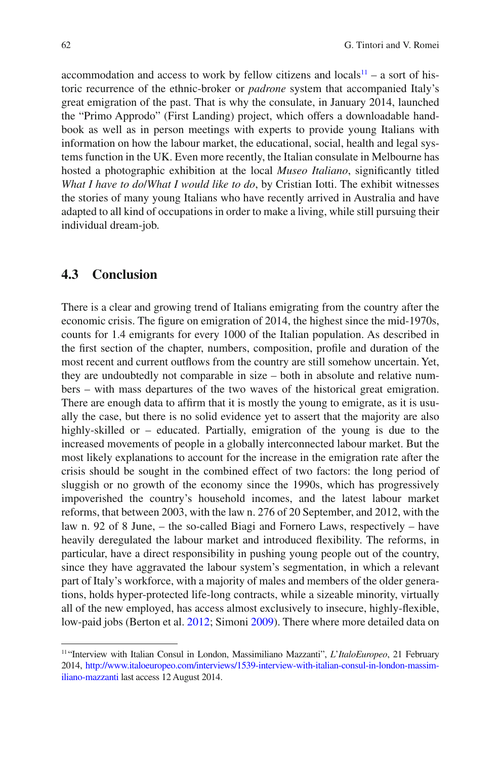accommodation and access to work by fellow citizens and locals[11] – a sort of historic recurrence of the ethnic-broker or *padrone* system that accompanied Italy's great emigration of the past. That is why the consulate, in January 2014, launched the "Primo Approdo" (First Landing) project, which offers a downloadable handbook as well as in person meetings with experts to provide young Italians with information on how the labour market, the educational, social, health and legal systems function in the UK. Even more recently, the Italian consulate in Melbourne has hosted a photographic exhibition at the local *Museo Italiano*, significantly titled *What I have to do/What I would like to do*, by Cristian Iotti. The exhibit witnesses the stories of many young Italians who have recently arrived in Australia and have adapted to all kind of occupations in order to make a living, while still pursuing their individual dream-job.

## 4.3 Conclusion

There is a clear and growing trend of Italians emigrating from the country after the economic crisis. The figure on emigration of 2014, the highest since the mid-1970s, counts for 1.4 emigrants for every 1000 of the Italian population. As described in the first section of the chapter, numbers, composition, profile and duration of the most recent and current outflows from the country are still somehow uncertain. Yet, they are undoubtedly not comparable in size – both in absolute and relative numbers – with mass departures of the two waves of the historical great emigration. There are enough data to affirm that it is mostly the young to emigrate, as it is usually the case, but there is no solid evidence yet to assert that the majority are also highly-skilled or – educated. Partially, emigration of the young is due to the increased movements of people in a globally interconnected labour market. But the most likely explanations to account for the increase in the emigration rate after the crisis should be sought in the combined effect of two factors: the long period of sluggish or no growth of the economy since the 1990s, which has progressively impoverished the country's household incomes, and the latest labour market reforms, that between 2003, with the law n. 276 of 20 September, and 2012, with the law n. 92 of 8 June, – the so-called Biagi and Fornero Laws, respectively – have heavily deregulated the labour market and introduced flexibility. The reforms, in particular, have a direct responsibility in pushing young people out of the country, since they have aggravated the labour system's segmentation, in which a relevant part of Italy's workforce, with a majority of males and members of the older generations, holds hyper-protected life-long contracts, while a sizeable minority, virtually all of the new employed, has access almost exclusively to insecure, highly-flexible, low-paid jobs (Berton et al. 2012; Simoni 2009). There where more detailed data on

[11] "Interview with Italian Consul in London, Massimiliano Mazzanti", *L'ItaloEuropeo*, 21 February 2014, http://www.italoeuropeo.com/interviews/1539-interview-with-italian-consul-in-london-massimiliano-mazzanti last access 12 August 2014.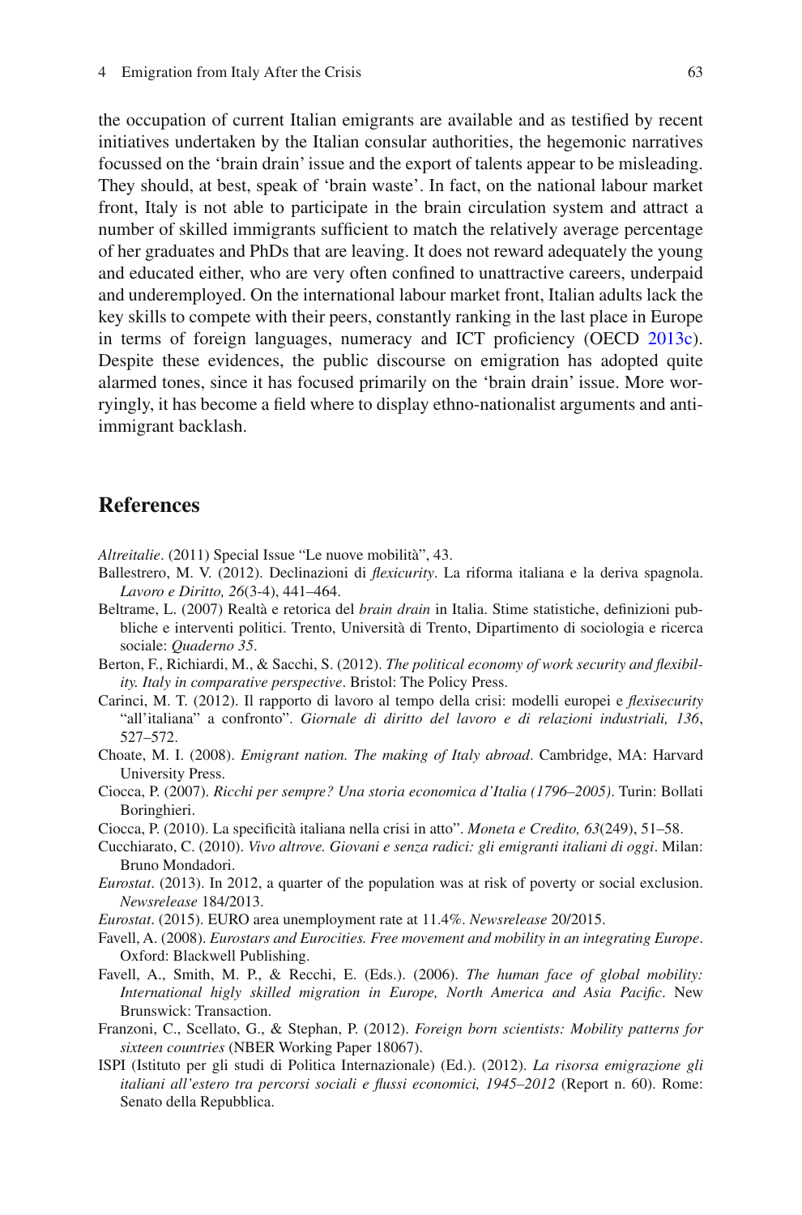the occupation of current Italian emigrants are available and as testified by recent initiatives undertaken by the Italian consular authorities, the hegemonic narratives focussed on the 'brain drain' issue and the export of talents appear to be misleading. They should, at best, speak of 'brain waste'. In fact, on the national labour market front, Italy is not able to participate in the brain circulation system and attract a number of skilled immigrants sufficient to match the relatively average percentage of her graduates and PhDs that are leaving. It does not reward adequately the young and educated either, who are very often confined to unattractive careers, underpaid and underemployed. On the international labour market front, Italian adults lack the key skills to compete with their peers, constantly ranking in the last place in Europe in terms of foreign languages, numeracy and ICT proficiency (OECD 2013c). Despite these evidences, the public discourse on emigration has adopted quite alarmed tones, since it has focused primarily on the 'brain drain' issue. More worryingly, it has become a field where to display ethno-nationalist arguments and anti-immigrant backlash.

## References

*Altreitalie*. (2011) Special Issue "Le nuove mobilità", 43.

Ballestrero, M. V. (2012). Declinazioni di *flexicurity*. La riforma italiana e la deriva spagnola. *Lavoro e Diritto, 26*(3-4), 441–464.

Beltrame, L. (2007) Realtà e retorica del *brain drain* in Italia. Stime statistiche, definizioni pubbliche e interventi politici. Trento, Università di Trento, Dipartimento di sociologia e ricerca sociale: *Quaderno 35*.

Berton, F., Richiardi, M., & Sacchi, S. (2012). *The political economy of work security and flexibility. Italy in comparative perspective*. Bristol: The Policy Press.

Carinci, M. T. (2012). Il rapporto di lavoro al tempo della crisi: modelli europei e *flexisecurity* "all'italiana" a confronto". *Giornale di diritto del lavoro e di relazioni industriali, 136*, 527–572.

Choate, M. I. (2008). *Emigrant nation. The making of Italy abroad*. Cambridge, MA: Harvard University Press.

Ciocca, P. (2007). *Ricchi per sempre? Una storia economica d'Italia (1796–2005)*. Turin: Bollati Boringhieri.

Ciocca, P. (2010). La specificità italiana nella crisi in atto". *Moneta e Credito, 63*(249), 51–58.

Cucchiarato, C. (2010). *Vivo altrove. Giovani e senza radici: gli emigranti italiani di oggi*. Milan: Bruno Mondadori.

*Eurostat*. (2013). In 2012, a quarter of the population was at risk of poverty or social exclusion. *Newsrelease* 184/2013.

*Eurostat*. (2015). EURO area unemployment rate at 11.4%. *Newsrelease* 20/2015.

Favell, A. (2008). *Eurostars and Eurocities. Free movement and mobility in an integrating Europe*. Oxford: Blackwell Publishing.

Favell, A., Smith, M. P., & Recchi, E. (Eds.). (2006). *The human face of global mobility: International higly skilled migration in Europe, North America and Asia Pacific*. New Brunswick: Transaction.

Franzoni, C., Scellato, G., & Stephan, P. (2012). *Foreign born scientists: Mobility patterns for sixteen countries* (NBER Working Paper 18067).

ISPI (Istituto per gli studi di Politica Internazionale) (Ed.). (2012). *La risorsa emigrazione gli italiani all'estero tra percorsi sociali e flussi economici, 1945–2012* (Report n. 60). Rome: Senato della Repubblica.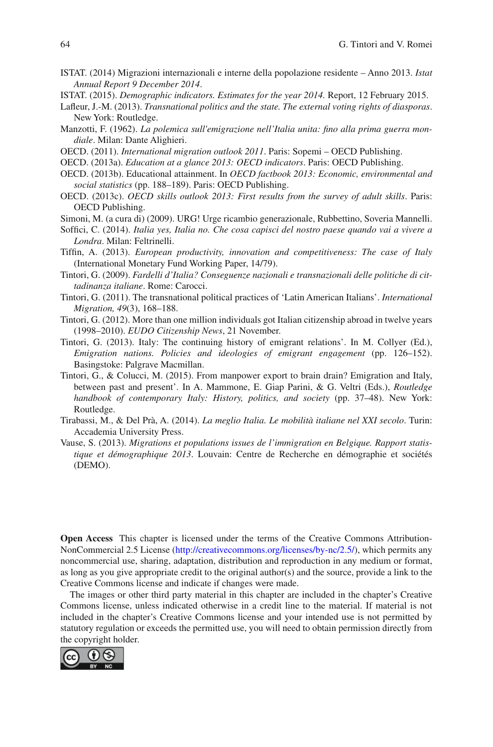ISTAT. (2014) Migrazioni internazionali e interne della popolazione residente – Anno 2013. *Istat Annual Report 9 December 2014*.

ISTAT. (2015). *Demographic indicators. Estimates for the year 2014.* Report, 12 February 2015.

Lafleur, J.-M. (2013). *Transnational politics and the state. The external voting rights of diasporas*. New York: Routledge.

Manzotti, F. (1962). *La polemica sull'emigrazione nell'Italia unita: fino alla prima guerra mondiale*. Milan: Dante Alighieri.

OECD. (2011). *International migration outlook 2011*. Paris: Sopemi – OECD Publishing.

OECD. (2013a). *Education at a glance 2013: OECD indicators*. Paris: OECD Publishing.

OECD. (2013b). Educational attainment. In *OECD factbook 2013: Economic, environmental and social statistics* (pp. 188–189). Paris: OECD Publishing.

OECD. (2013c). *OECD skills outlook 2013: First results from the survey of adult skills*. Paris: OECD Publishing.

Simoni, M. (a cura di) (2009). URG! Urge ricambio generazionale, Rubbettino, Soveria Mannelli.

Soffici, C. (2014). *Italia yes, Italia no. Che cosa capisci del nostro paese quando vai a vivere a Londra*. Milan: Feltrinelli.

Tiffin, A. (2013). *European productivity, innovation and competitiveness: The case of Italy* (International Monetary Fund Working Paper, 14/79).

Tintori, G. (2009). *Fardelli d'Italia? Conseguenze nazionali e transnazionali delle politiche di cittadinanza italiane*. Rome: Carocci.

Tintori, G. (2011). The transnational political practices of 'Latin American Italians'. *International Migration, 49*(3), 168–188.

Tintori, G. (2012). More than one million individuals got Italian citizenship abroad in twelve years (1998–2010). *EUDO Citizenship News*, 21 November.

Tintori, G. (2013). Italy: The continuing history of emigrant relations'. In M. Collyer (Ed.), *Emigration nations. Policies and ideologies of emigrant engagement* (pp. 126–152). Basingstoke: Palgrave Macmillan.

Tintori, G., & Colucci, M. (2015). From manpower export to brain drain? Emigration and Italy, between past and present'. In A. Mammone, E. Giap Parini, & G. Veltri (Eds.), *Routledge handbook of contemporary Italy: History, politics, and society* (pp. 37–48). New York: Routledge.

Tirabassi, M., & Del Prà, A. (2014). *La meglio Italia. Le mobilità italiane nel XXI secolo*. Turin: Accademia University Press.

Vause, S. (2013). *Migrations et populations issues de l'immigration en Belgique. Rapport statistique et démographique 2013*. Louvain: Centre de Recherche en démographie et sociétés (DEMO).

**Open Access** This chapter is licensed under the terms of the Creative Commons Attribution-NonCommercial 2.5 License (http://creativecommons.org/licenses/by-nc/2.5/), which permits any noncommercial use, sharing, adaptation, distribution and reproduction in any medium or format, as long as you give appropriate credit to the original author(s) and the source, provide a link to the Creative Commons license and indicate if changes were made.

The images or other third party material in this chapter are included in the chapter's Creative Commons license, unless indicated otherwise in a credit line to the material. If material is not included in the chapter's Creative Commons license and your intended use is not permitted by statutory regulation or exceeds the permitted use, you will need to obtain permission directly from the copyright holder.